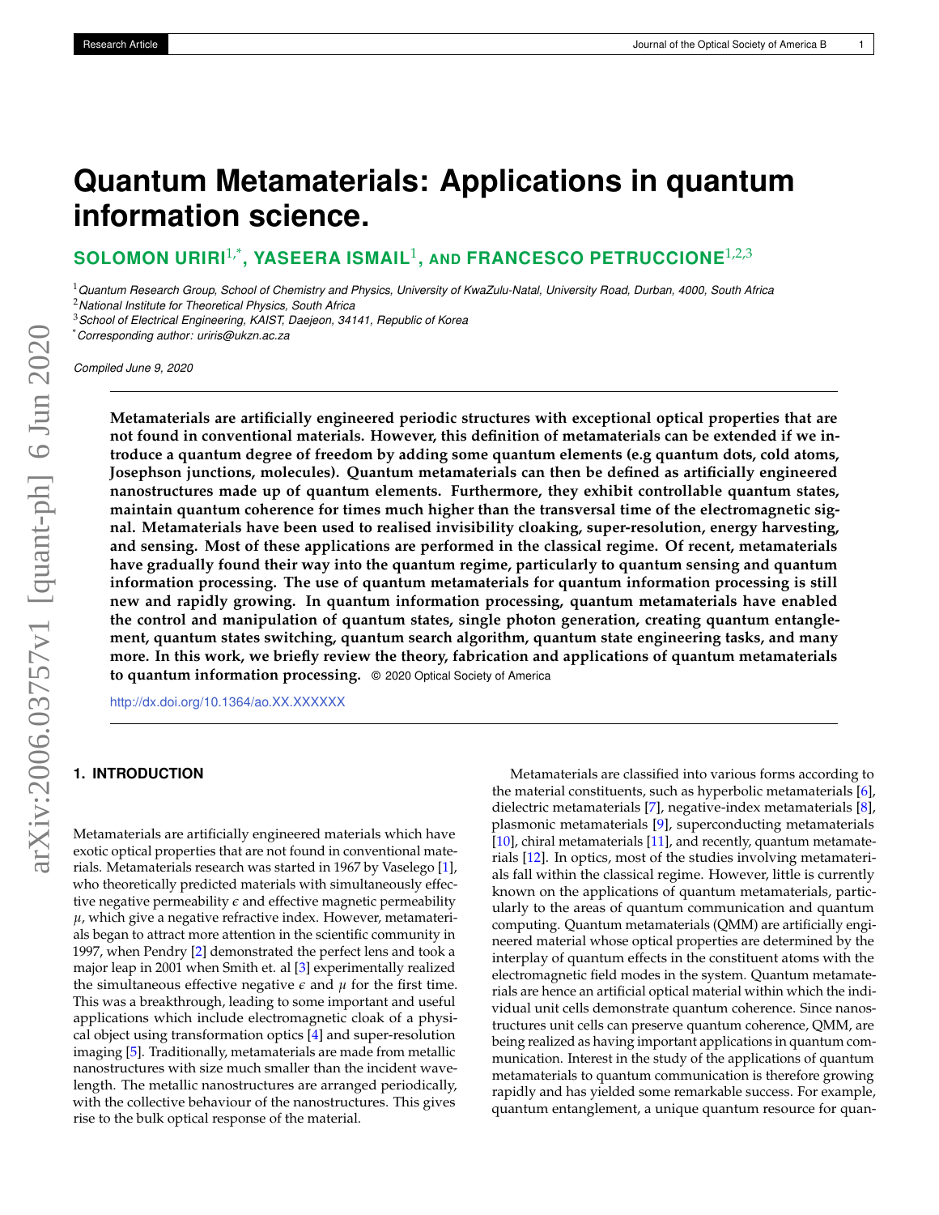# Quantum Metamaterials: Applications in quantum information science.

**SOLOMON URIRI[1,*], YASEERA ISMAIL[1], AND FRANCESCO PETRUCCIONE[1,2,3]**

[1] *Quantum Research Group, School of Chemistry and Physics, University of KwaZulu-Natal, University Road, Durban, 4000, South Africa*
[2] *National Institute for Theoretical Physics, South Africa*
[3] *School of Electrical Engineering, KAIST, Daejeon, 34141, Republic of Korea*
[*] *Corresponding author: uriris@ukzn.ac.za*

*Compiled June 9, 2020*

**Metamaterials are artificially engineered periodic structures with exceptional optical properties that are not found in conventional materials. However, this definition of metamaterials can be extended if we introduce a quantum degree of freedom by adding some quantum elements (e.g quantum dots, cold atoms, Josephson junctions, molecules). Quantum metamaterials can then be defined as artificially engineered nanostructures made up of quantum elements. Furthermore, they exhibit controllable quantum states, maintain quantum coherence for times much higher than the transversal time of the electromagnetic signal. Metamaterials have been used to realised invisibility cloaking, super-resolution, energy harvesting, and sensing. Most of these applications are performed in the classical regime. Of recent, metamaterials have gradually found their way into the quantum regime, particularly to quantum sensing and quantum information processing. The use of quantum metamaterials for quantum information processing is still new and rapidly growing. In quantum information processing, quantum metamaterials have enabled the control and manipulation of quantum states, single photon generation, creating quantum entanglement, quantum states switching, quantum search algorithm, quantum state engineering tasks, and many more. In this work, we briefly review the theory, fabrication and applications of quantum metamaterials to quantum information processing.** © 2020 Optical Society of America

http://dx.doi.org/10.1364/ao.XX.XXXXXX

## 1. INTRODUCTION

Metamaterials are artificially engineered materials which have exotic optical properties that are not found in conventional materials. Metamaterials research was started in 1967 by Vaselego [1], who theoretically predicted materials with simultaneously effective negative permeability $\epsilon$ and effective magnetic permeability $\mu$, which give a negative refractive index. However, metamaterials began to attract more attention in the scientific community in 1997, when Pendry [2] demonstrated the perfect lens and took a major leap in 2001 when Smith et. al [3] experimentally realized the simultaneous effective negative $\epsilon$ and $\mu$ for the first time. This was a breakthrough, leading to some important and useful applications which include electromagnetic cloak of a physical object using transformation optics [4] and super-resolution imaging [5]. Traditionally, metamaterials are made from metallic nanostructures with size much smaller than the incident wavelength. The metallic nanostructures are arranged periodically, with the collective behaviour of the nanostructures. This gives rise to the bulk optical response of the material.

Metamaterials are classified into various forms according to the material constituents, such as hyperbolic metamaterials [6], dielectric metamaterials [7], negative-index metamaterials [8], plasmonic metamaterials [9], superconducting metamaterials [10], chiral metamaterials [11], and recently, quantum metamaterials [12]. In optics, most of the studies involving metamaterials fall within the classical regime. However, little is currently known on the applications of quantum metamaterials, particularly to the areas of quantum communication and quantum computing. Quantum metamaterials (QMM) are artificially engineered material whose optical properties are determined by the interplay of quantum effects in the constituent atoms with the electromagnetic field modes in the system. Quantum metamaterials are hence an artificial optical material within which the individual unit cells demonstrate quantum coherence. Since nanostructures unit cells can preserve quantum coherence, QMM, are being realized as having important applications in quantum communication. Interest in the study of the applications of quantum metamaterials to quantum communication is therefore growing rapidly and has yielded some remarkable success. For example, quantum entanglement, a unique quantum resource for quan-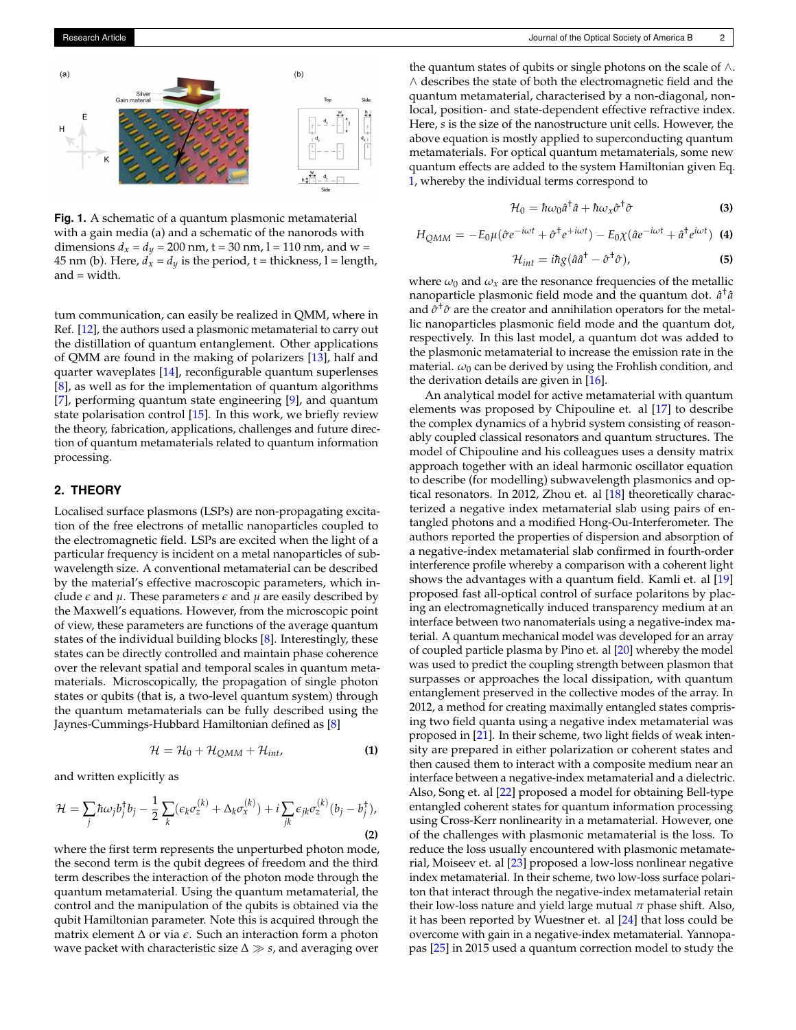**Fig. 1.** A schematic of a quantum plasmonic metamaterial with a gain media (a) and a schematic of the nanorods with dimensions $d_x = d_y = 200$ nm, t = 30 nm, l = 110 nm, and w = 45 nm (b). Here, $d_x = d_y$ is the period, t = thickness, l = length, and = width.

tum communication, can easily be realized in QMM, where in Ref. [12], the authors used a plasmonic metamaterial to carry out the distillation of quantum entanglement. Other applications of QMM are found in the making of polarizers [13], half and quarter waveplates [14], reconfigurable quantum superlenses [8], as well as for the implementation of quantum algorithms [7], performing quantum state engineering [9], and quantum state polarisation control [15]. In this work, we briefly review the theory, fabrication, applications, challenges and future direction of quantum metamaterials related to quantum information processing.

## 2. THEORY

Localised surface plasmons (LSPs) are non-propagating excitation of the free electrons of metallic nanoparticles coupled to the electromagnetic field. LSPs are excited when the light of a particular frequency is incident on a metal nanoparticles of subwavelength size. A conventional metamaterial can be described by the material's effective macroscopic parameters, which include $\epsilon$ and $\mu$. These parameters $\epsilon$ and $\mu$ are easily described by the Maxwell's equations. However, from the microscopic point of view, these parameters are functions of the average quantum states of the individual building blocks [8]. Interestingly, these states can be directly controlled and maintain phase coherence over the relevant spatial and temporal scales in quantum metamaterials. Microscopically, the propagation of single photon states or qubits (that is, a two-level quantum system) through the quantum metamaterials can be fully described using the Jaynes-Cummings-Hubbard Hamiltonian defined as [8]

$$\mathcal{H} = \mathcal{H}_0 + \mathcal{H}_{QMM} + \mathcal{H}_{int}, \tag{1}$$

and written explicitly as

$$\mathcal{H} = \sum_j \hbar\omega_j b_j^\dagger b_j - \frac{1}{2}\sum_k (\epsilon_k \sigma_z^{(k)} + \Delta_k \sigma_x^{(k)}) + i\sum_{jk} \epsilon_{jk}\sigma_z^{(k)}(b_j - b_j^\dagger), \tag{2}$$

where the first term represents the unperturbed photon mode, the second term is the qubit degrees of freedom and the third term describes the interaction of the photon mode through the quantum metamaterial. Using the quantum metamaterial, the control and the manipulation of the qubits is obtained via the qubit Hamiltonian parameter. Note this is acquired through the matrix element $\Delta$ or via $\epsilon$. Such an interaction form a photon wave packet with characteristic size $\Delta \gg s$, and averaging over the quantum states of qubits or single photons on the scale of $\wedge$. $\wedge$ describes the state of both the electromagnetic field and the quantum metamaterial, characterised by a non-diagonal, non-local, position- and state-dependent effective refractive index. Here, $s$ is the size of the nanostructure unit cells. However, the above equation is mostly applied to superconducting quantum metamaterials. For optical quantum metamaterials, some new quantum effects are added to the system Hamiltonian given Eq. 1, whereby the individual terms correspond to

$$\mathcal{H}_0 = \hbar\omega_0 \hat{a}^\dagger \hat{a} + \hbar\omega_x \hat{\sigma}^\dagger \hat{\sigma} \tag{3}$$

$$H_{QMM} = -E_0\mu(\hat{\sigma}e^{-i\omega t} + \hat{\sigma}^\dagger e^{+i\omega t}) - E_0\chi(\hat{a}e^{-i\omega t} + \hat{a}^\dagger e^{i\omega t}) \tag{4}$$

$$\mathcal{H}_{int} = i\hbar g(\hat{a}\hat{a}^\dagger - \hat{\sigma}^\dagger \hat{\sigma}), \tag{5}$$

where $\omega_0$ and $\omega_x$ are the resonance frequencies of the metallic nanoparticle plasmonic field mode and the quantum dot. $\hat{a}^\dagger\hat{a}$ and $\hat{\sigma}^\dagger\hat{\sigma}$ are the creator and annihilation operators for the metallic nanoparticles plasmonic field mode and the quantum dot, respectively. In this last model, a quantum dot was added to the plasmonic metamaterial to increase the emission rate in the material. $\omega_0$ can be derived by using the Frohlish condition, and the derivation details are given in [16].

An analytical model for active metamaterial with quantum elements was proposed by Chipouline et. al [17] to describe the complex dynamics of a hybrid system consisting of reasonably coupled classical resonators and quantum structures. The model of Chipouline and his colleagues uses a density matrix approach together with an ideal harmonic oscillator equation to describe (for modelling) subwavelength plasmonics and optical resonators. In 2012, Zhou et. al [18] theoretically characterized a negative index metamaterial slab using pairs of entangled photons and a modified Hong-Ou-Interferometer. The authors reported the properties of dispersion and absorption of a negative-index metamaterial slab confirmed in fourth-order interference profile whereby a comparison with a coherent light shows the advantages with a quantum field. Kamli et. al [19] proposed fast all-optical control of surface polaritons by placing an electromagnetically induced transparency medium at an interface between two nanomaterials using a negative-index material. A quantum mechanical model was developed for an array of coupled particle plasma by Pino et. al [20] whereby the model was used to predict the coupling strength between plasmon that surpasses or approaches the local dissipation, with quantum entanglement preserved in the collective modes of the array. In 2012, a method for creating maximally entangled states comprising two field quanta using a negative index metamaterial was proposed in [21]. In their scheme, two light fields of weak intensity are prepared in either polarization or coherent states and then caused them to interact with a composite medium near an interface between a negative-index metamaterial and a dielectric. Also, Song et. al [22] proposed a model for obtaining Bell-type entangled coherent states for quantum information processing using Cross-Kerr nonlinearity in a metamaterial. However, one of the challenges with plasmonic metamaterial is the loss. To reduce the loss usually encountered with plasmonic metamaterial, Moiseev et. al [23] proposed a low-loss nonlinear negative index metamaterial. In their scheme, two low-loss surface polariton that interact through the negative-index metamaterial retain their low-loss nature and yield large mutual $\pi$ phase shift. Also, it has been reported by Wuestner et. al [24] that loss could be overcome with gain in a negative-index metamaterial. Yannopapas [25] in 2015 used a quantum correction model to study the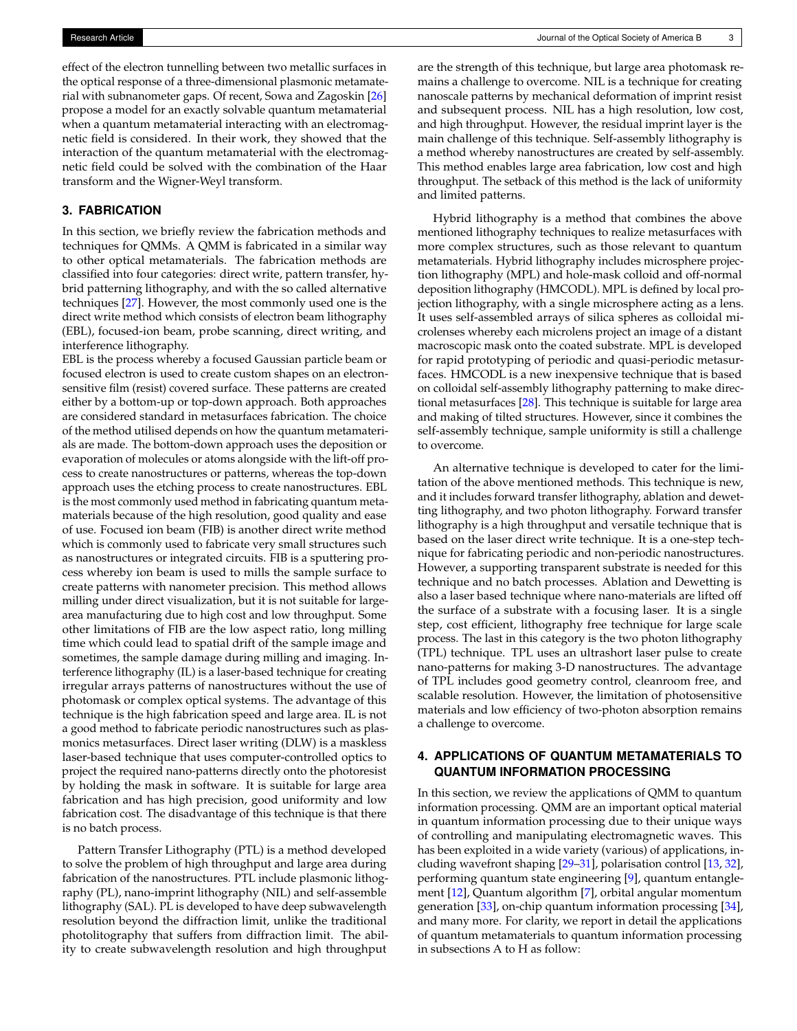effect of the electron tunnelling between two metallic surfaces in the optical response of a three-dimensional plasmonic metamaterial with subnanometer gaps. Of recent, Sowa and Zagoskin [26] propose a model for an exactly solvable quantum metamaterial when a quantum metamaterial interacting with an electromagnetic field is considered. In their work, they showed that the interaction of the quantum metamaterial with the electromagnetic field could be solved with the combination of the Haar transform and the Wigner-Weyl transform.

## 3. FABRICATION

In this section, we briefly review the fabrication methods and techniques for QMMs. A QMM is fabricated in a similar way to other optical metamaterials. The fabrication methods are classified into four categories: direct write, pattern transfer, hybrid patterning lithography, and with the so called alternative techniques [27]. However, the most commonly used one is the direct write method which consists of electron beam lithography (EBL), focused-ion beam, probe scanning, direct writing, and interference lithography.

EBL is the process whereby a focused Gaussian particle beam or focused electron is used to create custom shapes on an electron-sensitive film (resist) covered surface. These patterns are created either by a bottom-up or top-down approach. Both approaches are considered standard in metasurfaces fabrication. The choice of the method utilised depends on how the quantum metamaterials are made. The bottom-down approach uses the deposition or evaporation of molecules or atoms alongside with the lift-off process to create nanostructures or patterns, whereas the top-down approach uses the etching process to create nanostructures. EBL is the most commonly used method in fabricating quantum metamaterials because of the high resolution, good quality and ease of use. Focused ion beam (FIB) is another direct write method which is commonly used to fabricate very small structures such as nanostructures or integrated circuits. FIB is a sputtering process whereby ion beam is used to mills the sample surface to create patterns with nanometer precision. This method allows milling under direct visualization, but it is not suitable for large-area manufacturing due to high cost and low throughput. Some other limitations of FIB are the low aspect ratio, long milling time which could lead to spatial drift of the sample image and sometimes, the sample damage during milling and imaging. Interference lithography (IL) is a laser-based technique for creating irregular arrays patterns of nanostructures without the use of photomask or complex optical systems. The advantage of this technique is the high fabrication speed and large area. IL is not a good method to fabricate periodic nanostructures such as plasmonics metasurfaces. Direct laser writing (DLW) is a maskless laser-based technique that uses computer-controlled optics to project the required nano-patterns directly onto the photoresist by holding the mask in software. It is suitable for large area fabrication and has high precision, good uniformity and low fabrication cost. The disadvantage of this technique is that there is no batch process.

Pattern Transfer Lithography (PTL) is a method developed to solve the problem of high throughput and large area during fabrication of the nanostructures. PTL include plasmonic lithography (PL), nano-imprint lithography (NIL) and self-assemble lithography (SAL). PL is developed to have deep subwavelength resolution beyond the diffraction limit, unlike the traditional photolitography that suffers from diffraction limit. The ability to create subwavelength resolution and high throughput are the strength of this technique, but large area photomask remains a challenge to overcome. NIL is a technique for creating nanoscale patterns by mechanical deformation of imprint resist and subsequent process. NIL has a high resolution, low cost, and high throughput. However, the residual imprint layer is the main challenge of this technique. Self-assembly lithography is a method whereby nanostructures are created by self-assembly. This method enables large area fabrication, low cost and high throughput. The setback of this method is the lack of uniformity and limited patterns.

Hybrid lithography is a method that combines the above mentioned lithography techniques to realize metasurfaces with more complex structures, such as those relevant to quantum metamaterials. Hybrid lithography includes microsphere projection lithography (MPL) and hole-mask colloid and off-normal deposition lithography (HMCODL). MPL is defined by local projection lithography, with a single microsphere acting as a lens. It uses self-assembled arrays of silica spheres as colloidal microlenses whereby each microlens project an image of a distant macroscopic mask onto the coated substrate. MPL is developed for rapid prototyping of periodic and quasi-periodic metasurfaces. HMCODL is a new inexpensive technique that is based on colloidal self-assembly lithography patterning to make directional metasurfaces [28]. This technique is suitable for large area and making of tilted structures. However, since it combines the self-assembly technique, sample uniformity is still a challenge to overcome.

An alternative technique is developed to cater for the limitation of the above mentioned methods. This technique is new, and it includes forward transfer lithography, ablation and dewetting lithography, and two photon lithography. Forward transfer lithography is a high throughput and versatile technique that is based on the laser direct write technique. It is a one-step technique for fabricating periodic and non-periodic nanostructures. However, a supporting transparent substrate is needed for this technique and no batch processes. Ablation and Dewetting is also a laser based technique where nano-materials are lifted off the surface of a substrate with a focusing laser. It is a single step, cost efficient, lithography free technique for large scale process. The last in this category is the two photon lithography (TPL) technique. TPL uses an ultrashort laser pulse to create nano-patterns for making 3-D nanostructures. The advantage of TPL includes good geometry control, cleanroom free, and scalable resolution. However, the limitation of photosensitive materials and low efficiency of two-photon absorption remains a challenge to overcome.

## 4. APPLICATIONS OF QUANTUM METAMATERIALS TO QUANTUM INFORMATION PROCESSING

In this section, we review the applications of QMM to quantum information processing. QMM are an important optical material in quantum information processing due to their unique ways of controlling and manipulating electromagnetic waves. This has been exploited in a wide variety (various) of applications, including wavefront shaping [29–31], polarisation control [13, 32], performing quantum state engineering [9], quantum entanglement [12], Quantum algorithm [7], orbital angular momentum generation [33], on-chip quantum information processing [34], and many more. For clarity, we report in detail the applications of quantum metamaterials to quantum information processing in subsections A to H as follow: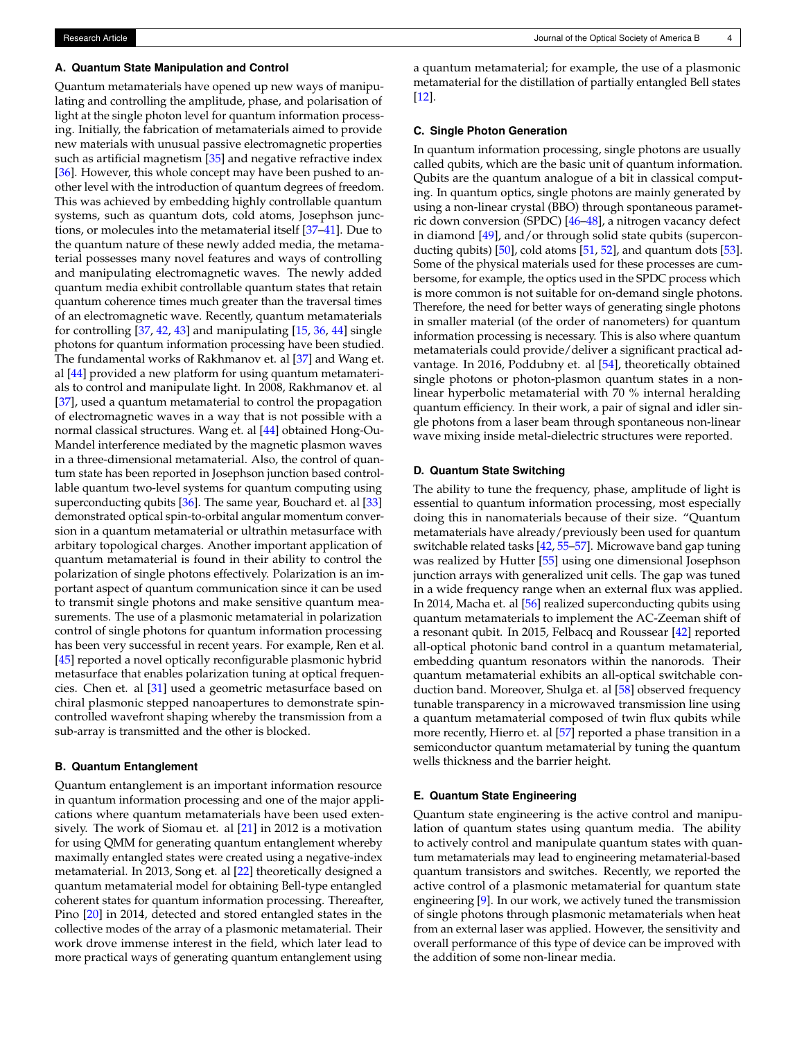### A. Quantum State Manipulation and Control

Quantum metamaterials have opened up new ways of manipulating and controlling the amplitude, phase, and polarisation of light at the single photon level for quantum information processing. Initially, the fabrication of metamaterials aimed to provide new materials with unusual passive electromagnetic properties such as artificial magnetism [35] and negative refractive index [36]. However, this whole concept may have been pushed to another level with the introduction of quantum degrees of freedom. This was achieved by embedding highly controllable quantum systems, such as quantum dots, cold atoms, Josephson junctions, or molecules into the metamaterial itself [37–41]. Due to the quantum nature of these newly added media, the metamaterial possesses many novel features and ways of controlling and manipulating electromagnetic waves. The newly added quantum media exhibit controllable quantum states that retain quantum coherence times much greater than the traversal times of an electromagnetic wave. Recently, quantum metamaterials for controlling [37, 42, 43] and manipulating [15, 36, 44] single photons for quantum information processing have been studied. The fundamental works of Rakhmanov et. al [37] and Wang et. al [44] provided a new platform for using quantum metamaterials to control and manipulate light. In 2008, Rakhmanov et. al [37], used a quantum metamaterial to control the propagation of electromagnetic waves in a way that is not possible with a normal classical structures. Wang et. al [44] obtained Hong-Ou-Mandel interference mediated by the magnetic plasmon waves in a three-dimensional metamaterial. Also, the control of quantum state has been reported in Josephson junction based controllable quantum two-level systems for quantum computing using superconducting qubits [36]. The same year, Bouchard et. al [33] demonstrated optical spin-to-orbital angular momentum conversion in a quantum metamaterial or ultrathin metasurface with arbitary topological charges. Another important application of quantum metamaterial is found in their ability to control the polarization of single photons effectively. Polarization is an important aspect of quantum communication since it can be used to transmit single photons and make sensitive quantum measurements. The use of a plasmonic metamaterial in polarization control of single photons for quantum information processing has been very successful in recent years. For example, Ren et al. [45] reported a novel optically reconfigurable plasmonic hybrid metasurface that enables polarization tuning at optical frequencies. Chen et. al [31] used a geometric metasurface based on chiral plasmonic stepped nanoapertures to demonstrate spin-controlled wavefront shaping whereby the transmission from a sub-array is transmitted and the other is blocked.

### B. Quantum Entanglement

Quantum entanglement is an important information resource in quantum information processing and one of the major applications where quantum metamaterials have been used extensively. The work of Siomau et. al [21] in 2012 is a motivation for using QMM for generating quantum entanglement whereby maximally entangled states were created using a negative-index metamaterial. In 2013, Song et. al [22] theoretically designed a quantum metamaterial model for obtaining Bell-type entangled coherent states for quantum information processing. Thereafter, Pino [20] in 2014, detected and stored entangled states in the collective modes of the array of a plasmonic metamaterial. Their work drove immense interest in the field, which later lead to more practical ways of generating quantum entanglement using a quantum metamaterial; for example, the use of a plasmonic metamaterial for the distillation of partially entangled Bell states [12].

### C. Single Photon Generation

In quantum information processing, single photons are usually called qubits, which are the basic unit of quantum information. Qubits are the quantum analogue of a bit in classical computing. In quantum optics, single photons are mainly generated by using a non-linear crystal (BBO) through spontaneous parametric down conversion (SPDC) [46–48], a nitrogen vacancy defect in diamond [49], and/or through solid state qubits (superconducting qubits) [50], cold atoms [51, 52], and quantum dots [53]. Some of the physical materials used for these processes are cumbersome, for example, the optics used in the SPDC process which is more common is not suitable for on-demand single photons. Therefore, the need for better ways of generating single photons in smaller material (of the order of nanometers) for quantum information processing is necessary. This is also where quantum metamaterials could provide/deliver a significant practical advantage. In 2016, Poddubny et. al [54], theoretically obtained single photons or photon-plasmon quantum states in a non-linear hyperbolic metamaterial with 70 % internal heralding quantum efficiency. In their work, a pair of signal and idler single photons from a laser beam through spontaneous non-linear wave mixing inside metal-dielectric structures were reported.

### D. Quantum State Switching

The ability to tune the frequency, phase, amplitude of light is essential to quantum information processing, most especially doing this in nanomaterials because of their size. "Quantum metamaterials have already/previously been used for quantum switchable related tasks [42, 55–57]. Microwave band gap tuning was realized by Hutter [55] using one dimensional Josephson junction arrays with generalized unit cells. The gap was tuned in a wide frequency range when an external flux was applied. In 2014, Macha et. al [56] realized superconducting qubits using quantum metamaterials to implement the AC-Zeeman shift of a resonant qubit. In 2015, Felbacq and Roussear [42] reported all-optical photonic band control in a quantum metamaterial, embedding quantum resonators within the nanorods. Their quantum metamaterial exhibits an all-optical switchable conduction band. Moreover, Shulga et. al [58] observed frequency tunable transparency in a microwaved transmission line using a quantum metamaterial composed of twin flux qubits while more recently, Hierro et. al [57] reported a phase transition in a semiconductor quantum metamaterial by tuning the quantum wells thickness and the barrier height.

### E. Quantum State Engineering

Quantum state engineering is the active control and manipulation of quantum states using quantum media. The ability to actively control and manipulate quantum states with quantum metamaterials may lead to engineering metamaterial-based quantum transistors and switches. Recently, we reported the active control of a plasmonic metamaterial for quantum state engineering [9]. In our work, we actively tuned the transmission of single photons through plasmonic metamaterials when heat from an external laser was applied. However, the sensitivity and overall performance of this type of device can be improved with the addition of some non-linear media.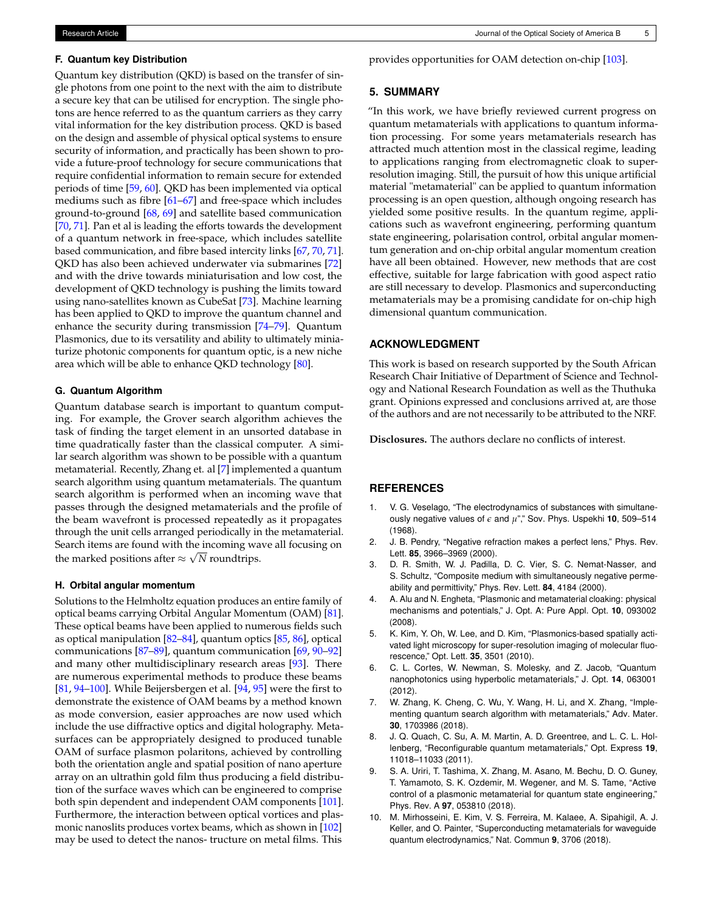### F. Quantum key Distribution

Quantum key distribution (QKD) is based on the transfer of single photons from one point to the next with the aim to distribute a secure key that can be utilised for encryption. The single photons are hence referred to as the quantum carriers as they carry vital information for the key distribution process. QKD is based on the design and assemble of physical optical systems to ensure security of information, and practically has been shown to provide a future-proof technology for secure communications that require confidential information to remain secure for extended periods of time [59, 60]. QKD has been implemented via optical mediums such as fibre [61–67] and free-space which includes ground-to-ground [68, 69] and satellite based communication [70, 71]. Pan et al is leading the efforts towards the development of a quantum network in free-space, which includes satellite based communication, and fibre based intercity links [67, 70, 71]. QKD has also been achieved underwater via submarines [72] and with the drive towards miniaturisation and low cost, the development of QKD technology is pushing the limits toward using nano-satellites known as CubeSat [73]. Machine learning has been applied to QKD to improve the quantum channel and enhance the security during transmission [74–79]. Quantum Plasmonics, due to its versatility and ability to ultimately miniaturize photonic components for quantum optic, is a new niche area which will be able to enhance QKD technology [80].

### G. Quantum Algorithm

Quantum database search is important to quantum computing. For example, the Grover search algorithm achieves the task of finding the target element in an unsorted database in time quadratically faster than the classical computer. A similar search algorithm was shown to be possible with a quantum metamaterial. Recently, Zhang et. al [7] implemented a quantum search algorithm using quantum metamaterials. The quantum search algorithm is performed when an incoming wave that passes through the designed metamaterials and the profile of the beam wavefront is processed repeatedly as it propagates through the unit cells arranged periodically in the metamaterial. Search items are found with the incoming wave all focusing on the marked positions after $\approx \sqrt{N}$ roundtrips.

### H. Orbital angular momentum

Solutions to the Helmholtz equation produces an entire family of optical beams carrying Orbital Angular Momentum (OAM) [81]. These optical beams have been applied to numerous fields such as optical manipulation [82–84], quantum optics [85, 86], optical communications [87–89], quantum communication [69, 90–92] and many other multidisciplinary research areas [93]. There are numerous experimental methods to produce these beams [81, 94–100]. While Beijersbergen et al. [94, 95] were the first to demonstrate the existence of OAM beams by a method known as mode conversion, easier approaches are now used which include the use diffractive optics and digital holography. Metasurfaces can be appropriately designed to produced tunable OAM of surface plasmon polaritons, achieved by controlling both the orientation angle and spatial position of nano aperture array on an ultrathin gold film thus producing a field distribution of the surface waves which can be engineered to comprise both spin dependent and independent OAM components [101]. Furthermore, the interaction between optical vortices and plasmonic nanoslits produces vortex beams, which as shown in [102] may be used to detect the nanos- tructure on metal films. This provides opportunities for OAM detection on-chip [103].

## 5. SUMMARY

"In this work, we have briefly reviewed current progress on quantum metamaterials with applications to quantum information processing. For some years metamaterials research has attracted much attention most in the classical regime, leading to applications ranging from electromagnetic cloak to super-resolution imaging. Still, the pursuit of how this unique artificial material "metamaterial" can be applied to quantum information processing is an open question, although ongoing research has yielded some positive results. In the quantum regime, applications such as wavefront engineering, performing quantum state engineering, polarisation control, orbital angular momentum generation and on-chip orbital angular momentum creation have all been obtained. However, new methods that are cost effective, suitable for large fabrication with good aspect ratio are still necessary to develop. Plasmonics and superconducting metamaterials may be a promising candidate for on-chip high dimensional quantum communication.

## ACKNOWLEDGMENT

This work is based on research supported by the South African Research Chair Initiative of Department of Science and Technology and National Research Foundation as well as the Thuthuka grant. Opinions expressed and conclusions arrived at, are those of the authors and are not necessarily to be attributed to the NRF.

**Disclosures.** The authors declare no conflicts of interest.

## REFERENCES

1. V. G. Veselago, "The electrodynamics of substances with simultaneously negative values of $\epsilon$ and $\mu$"," Sov. Phys. Uspekhi **10**, 509–514 (1968).
2. J. B. Pendry, "Negative refraction makes a perfect lens," Phys. Rev. Lett. **85**, 3966–3969 (2000).
3. D. R. Smith, W. J. Padilla, D. C. Vier, S. C. Nemat-Nasser, and S. Schultz, "Composite medium with simultaneously negative permeability and permittivity," Phys. Rev. Lett. **84**, 4184 (2000).
4. A. Alu and N. Engheta, "Plasmonic and metamaterial cloaking: physical mechanisms and potentials," J. Opt. A: Pure Appl. Opt. **10**, 093002 (2008).
5. K. Kim, Y. Oh, W. Lee, and D. Kim, "Plasmonics-based spatially activated light microscopy for super-resolution imaging of molecular fluorescence," Opt. Lett. **35**, 3501 (2010).
6. C. L. Cortes, W. Newman, S. Molesky, and Z. Jacob, "Quantum nanophotonics using hyperbolic metamaterials," J. Opt. **14**, 063001 (2012).
7. W. Zhang, K. Cheng, C. Wu, Y. Wang, H. Li, and X. Zhang, "Implementing quantum search algorithm with metamaterials," Adv. Mater. **30**, 1703986 (2018).
8. J. Q. Quach, C. Su, A. M. Martin, A. D. Greentree, and L. C. L. Hollenberg, "Reconfigurable quantum metamaterials," Opt. Express **19**, 11018–11033 (2011).
9. S. A. Uriri, T. Tashima, X. Zhang, M. Asano, M. Bechu, D. O. Guney, T. Yamamoto, S. K. Ozdemir, M. Wegener, and M. S. Tame, "Active control of a plasmonic metamaterial for quantum state engineering," Phys. Rev. A **97**, 053810 (2018).
10. M. Mirhosseini, E. Kim, V. S. Ferreira, M. Kalaee, A. Sipahigil, A. J. Keller, and O. Painter, "Superconducting metamaterials for waveguide quantum electrodynamics," Nat. Commun **9**, 3706 (2018).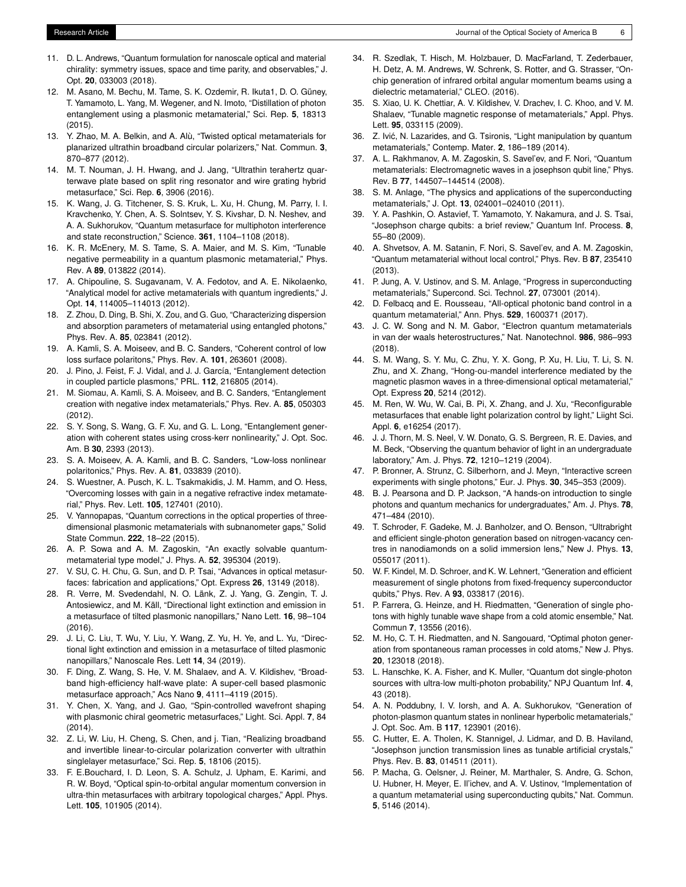11. D. L. Andrews, "Quantum formulation for nanoscale optical and material chirality: symmetry issues, space and time parity, and observables," J. Opt. **20**, 033003 (2018).
12. M. Asano, M. Bechu, M. Tame, S. K. Ozdemir, R. Ikuta1, D. O. Güney, T. Yamamoto, L. Yang, M. Wegener, and N. Imoto, "Distillation of photon entanglement using a plasmonic metamaterial," Sci. Rep. **5**, 18313 (2015).
13. Y. Zhao, M. A. Belkin, and A. Alù, "Twisted optical metamaterials for planarized ultrathin broadband circular polarizers," Nat. Commun. **3**, 870–877 (2012).
14. M. T. Nouman, J. H. Hwang, and J. Jang, "Ultrathin terahertz quarterwave plate based on split ring resonator and wire grating hybrid metasurface," Sci. Rep. **6**, 3906 (2016).
15. K. Wang, J. G. Titchener, S. S. Kruk, L. Xu, H. Chung, M. Parry, I. I. Kravchenko, Y. Chen, A. S. Solntsev, Y. S. Kivshar, D. N. Neshev, and A. A. Sukhorukov, "Quantum metasurface for multiphoton interference and state reconstruction," Science. **361**, 1104–1108 (2018).
16. K. R. McEnery, M. S. Tame, S. A. Maier, and M. S. Kim, "Tunable negative permeability in a quantum plasmonic metamaterial," Phys. Rev. A **89**, 013822 (2014).
17. A. Chipouline, S. Sugavanam, V. A. Fedotov, and A. E. Nikolaenko, "Analytical model for active metamaterials with quantum ingredients," J. Opt. **14**, 114005–114013 (2012).
18. Z. Zhou, D. Ding, B. Shi, X. Zou, and G. Guo, "Characterizing dispersion and absorption parameters of metamaterial using entangled photons," Phys. Rev. A. **85**, 023841 (2012).
19. A. Kamli, S. A. Moiseev, and B. C. Sanders, "Coherent control of low loss surface polaritons," Phys. Rev. A. **101**, 263601 (2008).
20. J. Pino, J. Feist, F. J. Vidal, and J. J. García, "Entanglement detection in coupled particle plasmons," PRL. **112**, 216805 (2014).
21. M. Siomau, A. Kamli, S. A. Moiseev, and B. C. Sanders, "Entanglement creation with negative index metamaterials," Phys. Rev. A. **85**, 050303 (2012).
22. S. Y. Song, S. Wang, G. F. Xu, and G. L. Long, "Entanglement generation with coherent states using cross-kerr nonlinearity," J. Opt. Soc. Am. B **30**, 2393 (2013).
23. S. A. Moiseev, A. A. Kamli, and B. C. Sanders, "Low-loss nonlinear polaritonics," Phys. Rev. A. **81**, 033839 (2010).
24. S. Wuestner, A. Pusch, K. L. Tsakmakidis, J. M. Hamm, and O. Hess, "Overcoming losses with gain in a negative refractive index metamaterial," Phys. Rev. Lett. **105**, 127401 (2010).
25. V. Yannopapas, "Quantum corrections in the optical properties of three-dimensional plasmonic metamaterials with subnanometer gaps," Solid State Commun. **222**, 18–22 (2015).
26. A. P. Sowa and A. M. Zagoskin, "An exactly solvable quantum-metamaterial type model," J. Phys. A. **52**, 395304 (2019).
27. V. SU, C. H. Chu, G. Sun, and D. P. Tsai, "Advances in optical metasurfaces: fabrication and applications," Opt. Express **26**, 13149 (2018).
28. R. Verre, M. Svedendahl, N. O. Länk, Z. J. Yang, G. Zengin, T. J. Antosiewicz, and M. Käll, "Directional light extinction and emission in a metasurface of tilted plasmonic nanopillars," Nano Lett. **16**, 98–104 (2016).
29. J. Li, C. Liu, T. Wu, Y. Liu, Y. Wang, Z. Yu, H. Ye, and L. Yu, "Directional light extinction and emission in a metasurface of tilted plasmonic nanopillars," Nanoscale Res. Lett **14**, 34 (2019).
30. F. Ding, Z. Wang, S. He, V. M. Shalaev, and A. V. Kildishev, "Broadband high-efficiency half-wave plate: A super-cell based plasmonic metasurface approach," Acs Nano **9**, 4111–4119 (2015).
31. Y. Chen, X. Yang, and J. Gao, "Spin-controlled wavefront shaping with plasmonic chiral geometric metasurfaces," Light. Sci. Appl. **7**, 84 (2014).
32. Z. Li, W. Liu, H. Cheng, S. Chen, and j. Tian, "Realizing broadband and invertible linear-to-circular polarization converter with ultrathin singlelayer metasurface," Sci. Rep. **5**, 18106 (2015).
33. F. E.Bouchard, I. D. Leon, S. A. Schulz, J. Upham, E. Karimi, and R. W. Boyd, "Optical spin-to-orbital angular momentum conversion in ultra-thin metasurfaces with arbitrary topological charges," Appl. Phys. Lett. **105**, 101905 (2014).
34. R. Szedlak, T. Hisch, M. Holzbauer, D. MacFarland, T. Zederbauer, H. Detz, A. M. Andrews, W. Schrenk, S. Rotter, and G. Strasser, "On-chip generation of infrared orbital angular momentum beams using a dielectric metamaterial," CLEO. (2016).
35. S. Xiao, U. K. Chettiar, A. V. Kildishev, V. Drachev, I. C. Khoo, and V. M. Shalaev, "Tunable magnetic response of metamaterials," Appl. Phys. Lett. **95**, 033115 (2009).
36. Z. Ivić, N. Lazarides, and G. Tsironis, "Light manipulation by quantum metamaterials," Contemp. Mater. **2**, 186–189 (2014).
37. A. L. Rakhmanov, A. M. Zagoskin, S. Savel'ev, and F. Nori, "Quantum metamaterials: Electromagnetic waves in a josephson qubit line," Phys. Rev. B **77**, 144507–144514 (2008).
38. S. M. Anlage, "The physics and applications of the superconducting metamaterials," J. Opt. **13**, 024001–024010 (2011).
39. Y. A. Pashkin, O. Astavief, T. Yamamoto, Y. Nakamura, and J. S. Tsai, "Josephson charge qubits: a brief review," Quantum Inf. Process. **8**, 55–80 (2009).
40. A. Shvetsov, A. M. Satanin, F. Nori, S. Savel'ev, and A. M. Zagoskin, "Quantum metamaterial without local control," Phys. Rev. B **87**, 235410 (2013).
41. P. Jung, A. V. Ustinov, and S. M. Anlage, "Progress in superconducting metamaterials," Supercond. Sci. Technol. **27**, 073001 (2014).
42. D. Felbacq and E. Rousseau, "All-optical photonic band control in a quantum metamaterial," Ann. Phys. **529**, 1600371 (2017).
43. J. C. W. Song and N. M. Gabor, "Electron quantum metamaterials in van der waals heterostructures," Nat. Nanotechnol. **986**, 986–993 (2018).
44. S. M. Wang, S. Y. Mu, C. Zhu, Y. X. Gong, P. Xu, H. Liu, T. Li, S. N. Zhu, and X. Zhang, "Hong-ou-mandel interference mediated by the magnetic plasmon waves in a three-dimensional optical metamaterial," Opt. Express **20**, 5214 (2012).
45. M. Ren, W. Wu, W. Cai, B. Pi, X. Zhang, and J. Xu, "Reconfigurable metasurfaces that enable light polarization control by light," Liight Sci. Appl. **6**, e16254 (2017).
46. J. J. Thorn, M. S. Neel, V. W. Donato, G. S. Bergreen, R. E. Davies, and M. Beck, "Observing the quantum behavior of light in an undergraduate laboratory," Am. J. Phys. **72**, 1210–1219 (2004).
47. P. Bronner, A. Strunz, C. Silberhorn, and J. Meyn, "Interactive screen experiments with single photons," Eur. J. Phys. **30**, 345–353 (2009).
48. B. J. Pearsona and D. P. Jackson, "A hands-on introduction to single photons and quantum mechanics for undergraduates," Am. J. Phys. **78**, 471–484 (2010).
49. T. Schroder, F. Gadeke, M. J. Banholzer, and O. Benson, "Ultrabright and efficient single-photon generation based on nitrogen-vacancy centres in nanodiamonds on a solid immersion lens," New J. Phys. **13**, 055017 (2011).
50. W. F. Kindel, M. D. Schroer, and K. W. Lehnert, "Generation and efficient measurement of single photons from fixed-frequency superconductor qubits," Phys. Rev. A **93**, 033817 (2016).
51. P. Farrera, G. Heinze, and H. Riedmatten, "Generation of single photons with highly tunable wave shape from a cold atomic ensemble," Nat. Commun **7**, 13556 (2016).
52. M. Ho, C. T. H. Riedmatten, and N. Sangouard, "Optimal photon generation from spontaneous raman processes in cold atoms," New J. Phys. **20**, 123018 (2018).
53. L. Hanschke, K. A. Fisher, and K. Muller, "Quantum dot single-photon sources with ultra-low multi-photon probability," NPJ Quantum Inf. **4**, 43 (2018).
54. A. N. Poddubny, I. V. Iorsh, and A. A. Sukhorukov, "Generation of photon-plasmon quantum states in nonlinear hyperbolic metamaterials," J. Opt. Soc. Am. B **117**, 123901 (2016).
55. C. Hutter, E. A. Tholen, K. Stannigel, J. Lidmar, and D. B. Haviland, "Josephson junction transmission lines as tunable artificial crystals," Phys. Rev. B. **83**, 014511 (2011).
56. P. Macha, G. Oelsner, J. Reiner, M. Marthaler, S. Andre, G. Schon, U. Hubner, H. Meyer, E. Il'ichev, and A. V. Ustinov, "Implementation of a quantum metamaterial using superconducting qubits," Nat. Commun. **5**, 5146 (2014).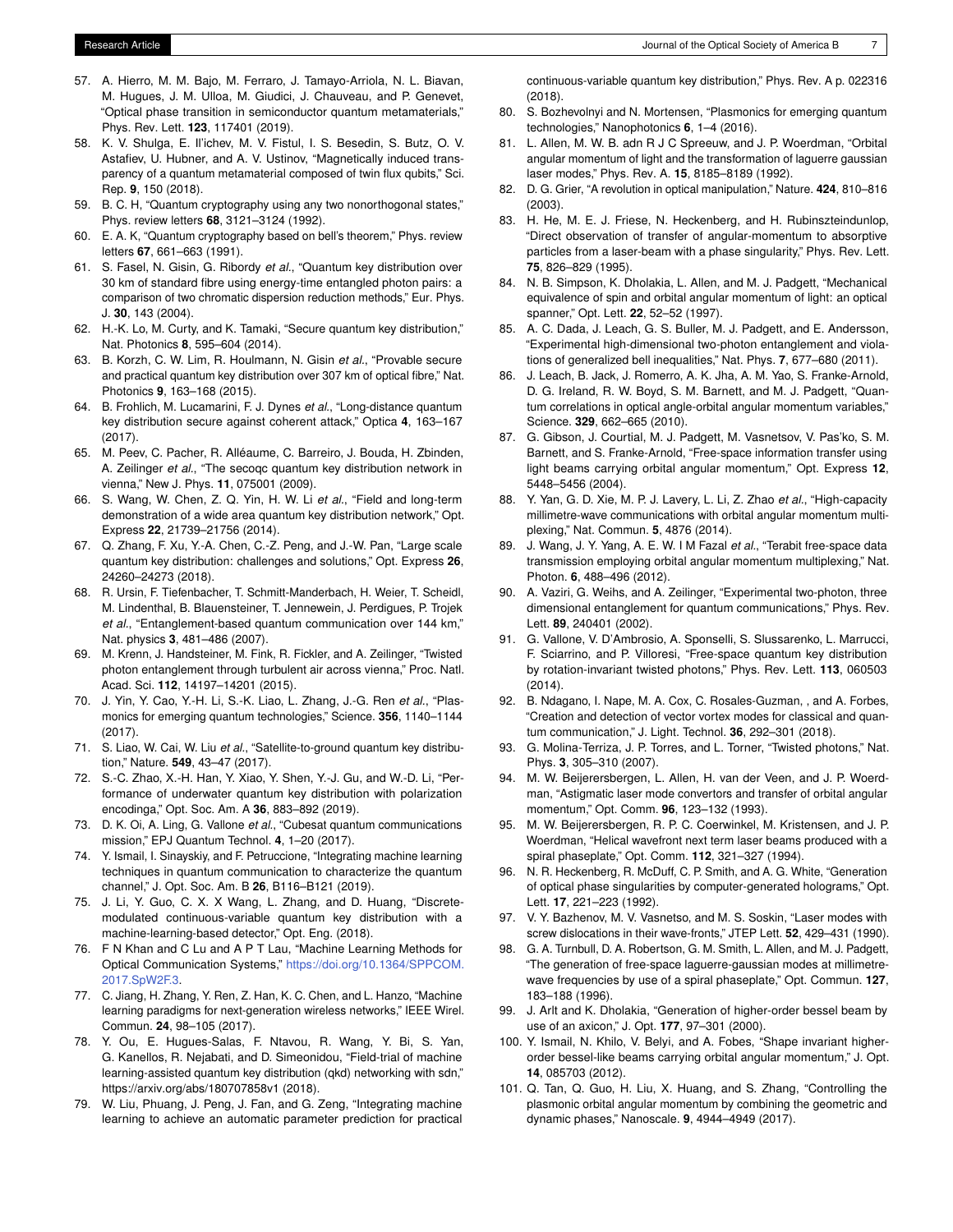57. A. Hierro, M. M. Bajo, M. Ferraro, J. Tamayo-Arriola, N. L. Biavan, M. Hugues, J. M. Ulloa, M. Giudici, J. Chauveau, and P. Genevet, "Optical phase transition in semiconductor quantum metamaterials," Phys. Rev. Lett. **123**, 117401 (2019).
58. K. V. Shulga, E. Il'ichev, M. V. Fistul, I. S. Besedin, S. Butz, O. V. Astafiev, U. Hubner, and A. V. Ustinov, "Magnetically induced transparency of a quantum metamaterial composed of twin flux qubits," Sci. Rep. **9**, 150 (2018).
59. B. C. H, "Quantum cryptography using any two nonorthogonal states," Phys. review letters **68**, 3121–3124 (1992).
60. E. A. K, "Quantum cryptography based on bell's theorem," Phys. review letters **67**, 661–663 (1991).
61. S. Fasel, N. Gisin, G. Ribordy *et al.*, "Quantum key distribution over 30 km of standard fibre using energy-time entangled photon pairs: a comparison of two chromatic dispersion reduction methods," Eur. Phys. J. **30**, 143 (2004).
62. H.-K. Lo, M. Curty, and K. Tamaki, "Secure quantum key distribution," Nat. Photonics **8**, 595–604 (2014).
63. B. Korzh, C. W. Lim, R. Houlmann, N. Gisin *et al.*, "Provable secure and practical quantum key distribution over 307 km of optical fibre," Nat. Photonics **9**, 163–168 (2015).
64. B. Frohlich, M. Lucamarini, F. J. Dynes *et al.*, "Long-distance quantum key distribution secure against coherent attack," Optica **4**, 163–167 (2017).
65. M. Peev, C. Pacher, R. Alléaume, C. Barreiro, J. Bouda, H. Zbinden, A. Zeilinger *et al.*, "The secoqc quantum key distribution network in vienna," New J. Phys. **11**, 075001 (2009).
66. S. Wang, W. Chen, Z. Q. Yin, H. W. Li *et al.*, "Field and long-term demonstration of a wide area quantum key distribution network," Opt. Express **22**, 21739–21756 (2014).
67. Q. Zhang, F. Xu, Y.-A. Chen, C.-Z. Peng, and J.-W. Pan, "Large scale quantum key distribution: challenges and solutions," Opt. Express **26**, 24260–24273 (2018).
68. R. Ursin, F. Tiefenbacher, T. Schmitt-Manderbach, H. Weier, T. Scheidl, M. Lindenthal, B. Blauensteiner, T. Jennewein, J. Perdigues, P. Trojek *et al.*, "Entanglement-based quantum communication over 144 km," Nat. physics **3**, 481–486 (2007).
69. M. Krenn, J. Handsteiner, M. Fink, R. Fickler, and A. Zeilinger, "Twisted photon entanglement through turbulent air across vienna," Proc. Natl. Acad. Sci. **112**, 14197–14201 (2015).
70. J. Yin, Y. Cao, Y.-H. Li, S.-K. Liao, L. Zhang, J.-G. Ren *et al.*, "Plasmonics for emerging quantum technologies," Science. **356**, 1140–1144 (2017).
71. S. Liao, W. Cai, W. Liu *et al.*, "Satellite-to-ground quantum key distribution," Nature. **549**, 43–47 (2017).
72. S.-C. Zhao, X.-H. Han, Y. Xiao, Y. Shen, Y.-J. Gu, and W.-D. Li, "Performance of underwater quantum key distribution with polarization encodinga," Opt. Soc. Am. A **36**, 883–892 (2019).
73. D. K. Oi, A. Ling, G. Vallone *et al.*, "Cubesat quantum communications mission," EPJ Quantum Technol. **4**, 1–20 (2017).
74. Y. Ismail, I. Sinayskiy, and F. Petruccione, "Integrating machine learning techniques in quantum communication to characterize the quantum channel," J. Opt. Soc. Am. B **26**, B116–B121 (2019).
75. J. Li, Y. Guo, C. X. X Wang, L. Zhang, and D. Huang, "Discrete-modulated continuous-variable quantum key distribution with a machine-learning-based detector," Opt. Eng. (2018).
76. F N Khan and C Lu and A P T Lau, "Machine Learning Methods for Optical Communication Systems," https://doi.org/10.1364/SPPCOM.2017.SpW2F.3.
77. C. Jiang, H. Zhang, Y. Ren, Z. Han, K. C. Chen, and L. Hanzo, "Machine learning paradigms for next-generation wireless networks," IEEE Wirel. Commun. **24**, 98–105 (2017).
78. Y. Ou, E. Hugues-Salas, F. Ntavou, R. Wang, Y. Bi, S. Yan, G. Kanellos, R. Nejabati, and D. Simeonidou, "Field-trial of machine learning-assisted quantum key distribution (qkd) networking with sdn," https://arxiv.org/abs/180707858v1 (2018).
79. W. Liu, Phuang, J. Peng, J. Fan, and G. Zeng, "Integrating machine learning to achieve an automatic parameter prediction for practical continuous-variable quantum key distribution," Phys. Rev. A p. 022316 (2018).
80. S. Bozhevolnyi and N. Mortensen, "Plasmonics for emerging quantum technologies," Nanophotonics **6**, 1–4 (2016).
81. L. Allen, M. W. B. adn R J C Spreeuw, and J. P. Woerdman, "Orbital angular momentum of light and the transformation of laguerre gaussian laser modes," Phys. Rev. A. **15**, 8185–8189 (1992).
82. D. G. Grier, "A revolution in optical manipulation," Nature. **424**, 810–816 (2003).
83. H. He, M. E. J. Friese, N. Heckenberg, and H. Rubinszteindunlop, "Direct observation of transfer of angular-momentum to absorptive particles from a laser-beam with a phase singularity," Phys. Rev. Lett. **75**, 826–829 (1995).
84. N. B. Simpson, K. Dholakia, L. Allen, and M. J. Padgett, "Mechanical equivalence of spin and orbital angular momentum of light: an optical spanner," Opt. Lett. **22**, 52–52 (1997).
85. A. C. Dada, J. Leach, G. S. Buller, M. J. Padgett, and E. Andersson, "Experimental high-dimensional two-photon entanglement and violations of generalized bell inequalities," Nat. Phys. **7**, 677–680 (2011).
86. J. Leach, B. Jack, J. Romerro, A. K. Jha, A. M. Yao, S. Franke-Arnold, D. G. Ireland, R. W. Boyd, S. M. Barnett, and M. J. Padgett, "Quantum correlations in optical angle-orbital angular momentum variables," Science. **329**, 662–665 (2010).
87. G. Gibson, J. Courtial, M. J. Padgett, M. Vasnetsov, V. Pas'ko, S. M. Barnett, and S. Franke-Arnold, "Free-space information transfer using light beams carrying orbital angular momentum," Opt. Express **12**, 5448–5456 (2004).
88. Y. Yan, G. D. Xie, M. P. J. Lavery, L. Li, Z. Zhao *et al.*, "High-capacity millimetre-wave communications with orbital angular momentum multiplexing," Nat. Commun. **5**, 4876 (2014).
89. J. Wang, J. Y. Yang, A. E. W. I M Fazal *et al.*, "Terabit free-space data transmission employing orbital angular momentum multiplexing," Nat. Photon. **6**, 488–496 (2012).
90. A. Vaziri, G. Weihs, and A. Zeilinger, "Experimental two-photon, three dimensional entanglement for quantum communications," Phys. Rev. Lett. **89**, 240401 (2002).
91. G. Vallone, V. D'Ambrosio, A. Sponselli, S. Slussarenko, L. Marrucci, F. Sciarrino, and P. Villoresi, "Free-space quantum key distribution by rotation-invariant twisted photons," Phys. Rev. Lett. **113**, 060503 (2014).
92. B. Ndagano, I. Nape, M. A. Cox, C. Rosales-Guzman, , and A. Forbes, "Creation and detection of vector vortex modes for classical and quantum communication," J. Light. Technol. **36**, 292–301 (2018).
93. G. Molina-Terriza, J. P. Torres, and L. Torner, "Twisted photons," Nat. Phys. **3**, 305–310 (2007).
94. M. W. Beijerersbergen, L. Allen, H. van der Veen, and J. P. Woerdman, "Astigmatic laser mode convertors and transfer of orbital angular momentum," Opt. Comm. **96**, 123–132 (1993).
95. M. W. Beijerersbergen, R. P. C. Coerwinkel, M. Kristensen, and J. P. Woerdman, "Helical wavefront next term laser beams produced with a spiral phaseplate," Opt. Comm. **112**, 321–327 (1994).
96. N. R. Heckenberg, R. McDuff, C. P. Smith, and A. G. White, "Generation of optical phase singularities by computer-generated holograms," Opt. Lett. **17**, 221–223 (1992).
97. V. Y. Bazhenov, M. V. Vasnetso, and M. S. Soskin, "Laser modes with screw dislocations in their wave-fronts," JTEP Lett. **52**, 429–431 (1990).
98. G. A. Turnbull, D. A. Robertson, G. M. Smith, L. Allen, and M. J. Padgett, "The generation of free-space laguerre-gaussian modes at millimetre-wave frequencies by use of a spiral phaseplate," Opt. Commun. **127**, 183–188 (1996).
99. J. Arlt and K. Dholakia, "Generation of higher-order bessel beam by use of an axicon," J. Opt. **177**, 97–301 (2000).
100. Y. Ismail, N. Khilo, V. Belyi, and A. Fobes, "Shape invariant higher-order bessel-like beams carrying orbital angular momentum," J. Opt. **14**, 085703 (2012).
101. Q. Tan, Q. Guo, H. Liu, X. Huang, and S. Zhang, "Controlling the plasmonic orbital angular momentum by combining the geometric and dynamic phases," Nanoscale. **9**, 4944–4949 (2017).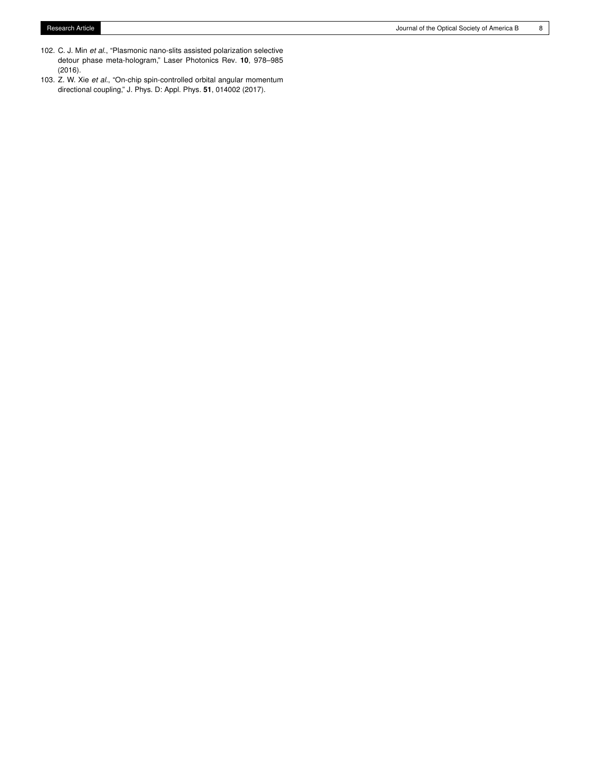102. C. J. Min *et al.*, "Plasmonic nano-slits assisted polarization selective detour phase meta-hologram," Laser Photonics Rev. **10**, 978–985 (2016).
103. Z. W. Xie *et al.*, "On-chip spin-controlled orbital angular momentum directional coupling," J. Phys. D: Appl. Phys. **51**, 014002 (2017).